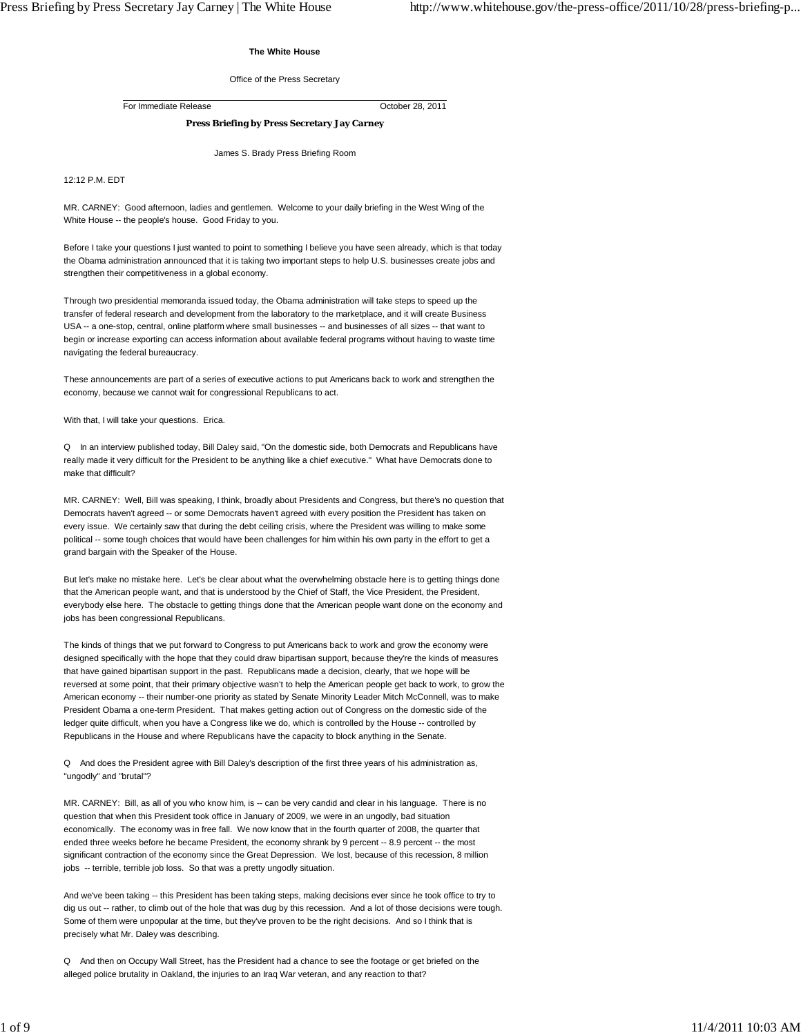**The White House**

Office of the Press Secretary

For Immediate Release — October 28, 2011

**Press Briefing by Press Secretary Jay Carney**

James S. Brady Press Briefing Room

12:12 P.M. EDT

MR. CARNEY: Good afternoon, ladies and gentlemen. Welcome to your daily briefing in the West Wing of the White House -- the people's house. Good Friday to you.

Before I take your questions I just wanted to point to something I believe you have seen already, which is that today the Obama administration announced that it is taking two important steps to help U.S. businesses create jobs and strengthen their competitiveness in a global economy.

Through two presidential memoranda issued today, the Obama administration will take steps to speed up the transfer of federal research and development from the laboratory to the marketplace, and it will create Business USA -- a one-stop, central, online platform where small businesses -- and businesses of all sizes -- that want to begin or increase exporting can access information about available federal programs without having to waste time navigating the federal bureaucracy.

These announcements are part of a series of executive actions to put Americans back to work and strengthen the economy, because we cannot wait for congressional Republicans to act.

With that, I will take your questions. Erica.

Q In an interview published today, Bill Daley said, "On the domestic side, both Democrats and Republicans have really made it very difficult for the President to be anything like a chief executive." What have Democrats done to make that difficult?

MR. CARNEY: Well, Bill was speaking, I think, broadly about Presidents and Congress, but there's no question that Democrats haven't agreed -- or some Democrats haven't agreed with every position the President has taken on every issue. We certainly saw that during the debt ceiling crisis, where the President was willing to make some political -- some tough choices that would have been challenges for him within his own party in the effort to get a grand bargain with the Speaker of the House.

But let's make no mistake here. Let's be clear about what the overwhelming obstacle here is to getting things done that the American people want, and that is understood by the Chief of Staff, the Vice President, the President, everybody else here. The obstacle to getting things done that the American people want done on the economy and jobs has been congressional Republicans.

The kinds of things that we put forward to Congress to put Americans back to work and grow the economy were designed specifically with the hope that they could draw bipartisan support, because they're the kinds of measures that have gained bipartisan support in the past. Republicans made a decision, clearly, that we hope will be reversed at some point, that their primary objective wasn't to help the American people get back to work, to grow the American economy -- their number-one priority as stated by Senate Minority Leader Mitch McConnell, was to make President Obama a one-term President. That makes getting action out of Congress on the domestic side of the ledger quite difficult, when you have a Congress like we do, which is controlled by the House -- controlled by Republicans in the House and where Republicans have the capacity to block anything in the Senate.

Q And does the President agree with Bill Daley's description of the first three years of his administration as, "ungodly" and "brutal"?

MR. CARNEY: Bill, as all of you who know him, is -- can be very candid and clear in his language. There is no question that when this President took office in January of 2009, we were in an ungodly, bad situation economically. The economy was in free fall. We now know that in the fourth quarter of 2008, the quarter that ended three weeks before he became President, the economy shrank by 9 percent -- 8.9 percent -- the most significant contraction of the economy since the Great Depression. We lost, because of this recession, 8 million jobs -- terrible, terrible job loss. So that was a pretty ungodly situation.

And we've been taking -- this President has been taking steps, making decisions ever since he took office to try to dig us out -- rather, to climb out of the hole that was dug by this recession. And a lot of those decisions were tough. Some of them were unpopular at the time, but they've proven to be the right decisions. And so I think that is precisely what Mr. Daley was describing.

Q And then on Occupy Wall Street, has the President had a chance to see the footage or get briefed on the alleged police brutality in Oakland, the injuries to an Iraq War veteran, and any reaction to that?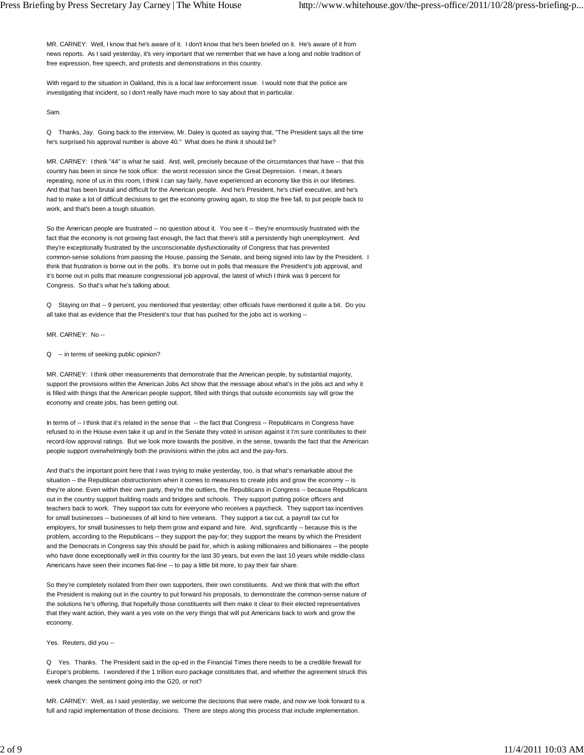MR. CARNEY: Well, I know that he's aware of it. I don't know that he's been briefed on it. He's aware of it from news reports. As I said yesterday, it's very important that we remember that we have a long and noble tradition of free expression, free speech, and protests and demonstrations in this country.

With regard to the situation in Oakland, this is a local law enforcement issue. I would note that the police are investigating that incident, so I don't really have much more to say about that in particular.

Sam.

Q Thanks, Jay. Going back to the interview, Mr. Daley is quoted as saying that, "The President says all the time he's surprised his approval number is above 40." What does he think it should be?

MR. CARNEY: I think "44" is what he said. And, well, precisely because of the circumstances that have -- that this country has been in since he took office: the worst recession since the Great Depression. I mean, it bears repeating, none of us in this room, I think I can say fairly, have experienced an economy like this in our lifetimes. And that has been brutal and difficult for the American people. And he's President, he's chief executive, and he's had to make a lot of difficult decisions to get the economy growing again, to stop the free fall, to put people back to work, and that's been a tough situation.

So the American people are frustrated -- no question about it. You see it -- they're enormously frustrated with the fact that the economy is not growing fast enough, the fact that there's still a persistently high unemployment. And they're exceptionally frustrated by the unconscionable dysfunctionality of Congress that has prevented common-sense solutions from passing the House, passing the Senate, and being signed into law by the President. I think that frustration is borne out in the polls. It's borne out in polls that measure the President's job approval, and it's borne out in polls that measure congressional job approval, the latest of which I think was 9 percent for Congress. So that's what he's talking about.

Q Staying on that -- 9 percent, you mentioned that yesterday; other officials have mentioned it quite a bit. Do you all take that as evidence that the President's tour that has pushed for the jobs act is working --

MR. CARNEY: No --

Q -- in terms of seeking public opinion?

MR. CARNEY: I think other measurements that demonstrate that the American people, by substantial majority, support the provisions within the American Jobs Act show that the message about what's in the jobs act and why it is filled with things that the American people support, filled with things that outside economists say will grow the economy and create jobs, has been getting out.

In terms of -- I think that it's related in the sense that -- the fact that Congress -- Republicans in Congress have refused to in the House even take it up and in the Senate they voted in unison against it I'm sure contributes to their record-low approval ratings. But we look more towards the positive, in the sense, towards the fact that the American people support overwhelmingly both the provisions within the jobs act and the pay-fors.

And that's the important point here that I was trying to make yesterday, too, is that what's remarkable about the situation -- the Republican obstructionism when it comes to measures to create jobs and grow the economy -- is they're alone. Even within their own party, they're the outliers, the Republicans in Congress -- because Republicans out in the country support building roads and bridges and schools. They support putting police officers and teachers back to work. They support tax cuts for everyone who receives a paycheck. They support tax incentives for small businesses -- businesses of all kind to hire veterans. They support a tax cut, a payroll tax cut for employers, for small businesses to help them grow and expand and hire. And, significantly -- because this is the problem, according to the Republicans -- they support the pay-for; they support the means by which the President and the Democrats in Congress say this should be paid for, which is asking millionaires and billionaires -- the people who have done exceptionally well in this country for the last 30 years, but even the last 10 years while middle-class Americans have seen their incomes flat-line -- to pay a little bit more, to pay their fair share.

So they're completely isolated from their own supporters, their own constituents. And we think that with the effort the President is making out in the country to put forward his proposals, to demonstrate the common-sense nature of the solutions he's offering, that hopefully those constituents will then make it clear to their elected representatives that they want action, they want a yes vote on the very things that will put Americans back to work and grow the economy.

Yes. Reuters, did you --

Q Yes. Thanks. The President said in the op-ed in the Financial Times there needs to be a credible firewall for Europe's problems. I wondered if the 1 trillion euro package constitutes that, and whether the agreement struck this week changes the sentiment going into the G20, or not?

MR. CARNEY: Well, as I said yesterday, we welcome the decisions that were made, and now we look forward to a full and rapid implementation of those decisions. There are steps along this process that include implementation.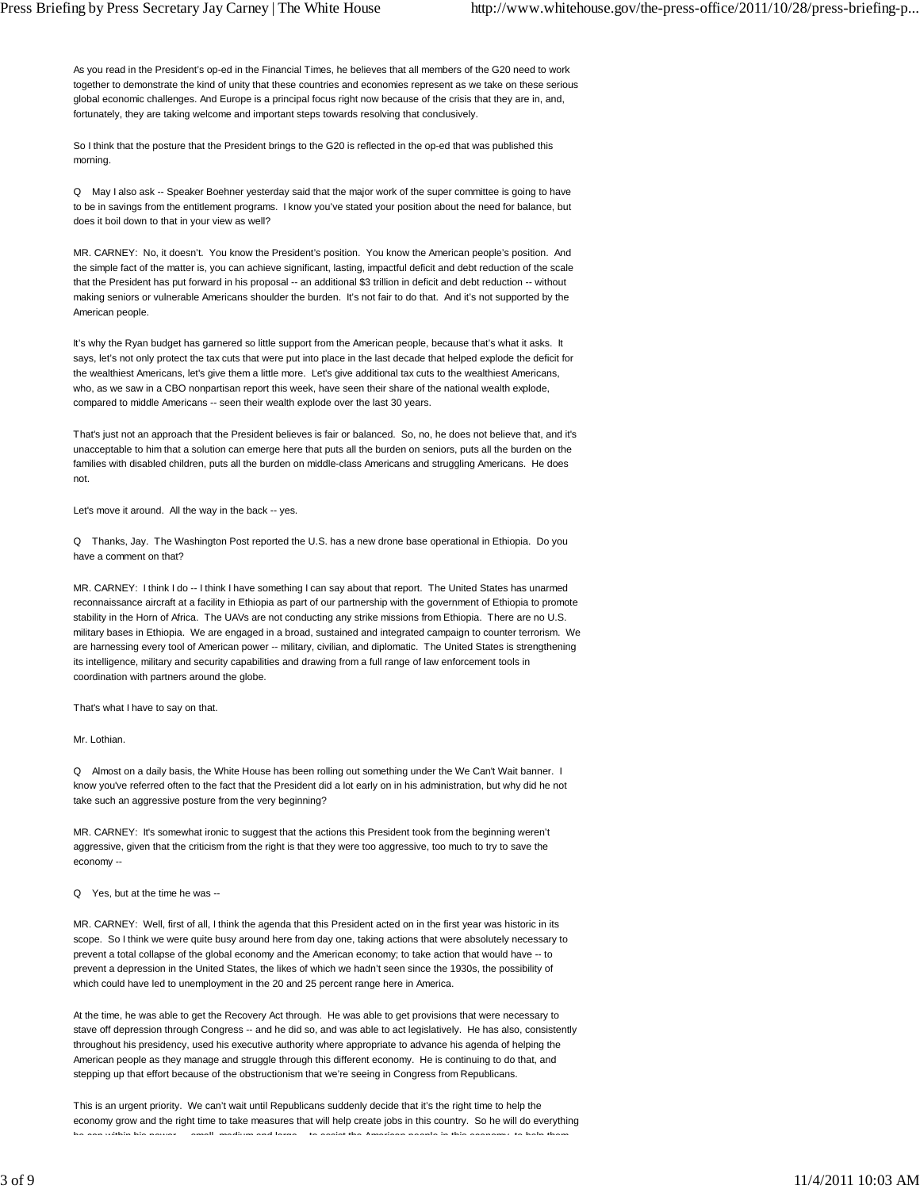As you read in the President's op-ed in the Financial Times, he believes that all members of the G20 need to work together to demonstrate the kind of unity that these countries and economies represent as we take on these serious global economic challenges. And Europe is a principal focus right now because of the crisis that they are in, and, fortunately, they are taking welcome and important steps towards resolving that conclusively.

So I think that the posture that the President brings to the G20 is reflected in the op-ed that was published this morning.

Q May I also ask -- Speaker Boehner yesterday said that the major work of the super committee is going to have to be in savings from the entitlement programs. I know you've stated your position about the need for balance, but does it boil down to that in your view as well?

MR. CARNEY: No, it doesn't. You know the President's position. You know the American people's position. And the simple fact of the matter is, you can achieve significant, lasting, impactful deficit and debt reduction of the scale that the President has put forward in his proposal -- an additional $3 trillion in deficit and debt reduction -- without making seniors or vulnerable Americans shoulder the burden. It's not fair to do that. And it's not supported by the American people.

It's why the Ryan budget has garnered so little support from the American people, because that's what it asks. It says, let's not only protect the tax cuts that were put into place in the last decade that helped explode the deficit for the wealthiest Americans, let's give them a little more. Let's give additional tax cuts to the wealthiest Americans, who, as we saw in a CBO nonpartisan report this week, have seen their share of the national wealth explode, compared to middle Americans -- seen their wealth explode over the last 30 years.

That's just not an approach that the President believes is fair or balanced. So, no, he does not believe that, and it's unacceptable to him that a solution can emerge here that puts all the burden on seniors, puts all the burden on the families with disabled children, puts all the burden on middle-class Americans and struggling Americans. He does not.

Let's move it around. All the way in the back -- yes.

Q Thanks, Jay. The Washington Post reported the U.S. has a new drone base operational in Ethiopia. Do you have a comment on that?

MR. CARNEY: I think I do -- I think I have something I can say about that report. The United States has unarmed reconnaissance aircraft at a facility in Ethiopia as part of our partnership with the government of Ethiopia to promote stability in the Horn of Africa. The UAVs are not conducting any strike missions from Ethiopia. There are no U.S. military bases in Ethiopia. We are engaged in a broad, sustained and integrated campaign to counter terrorism. We are harnessing every tool of American power -- military, civilian, and diplomatic. The United States is strengthening its intelligence, military and security capabilities and drawing from a full range of law enforcement tools in coordination with partners around the globe.

That's what I have to say on that.

Mr. Lothian.

Q Almost on a daily basis, the White House has been rolling out something under the We Can't Wait banner. I know you've referred often to the fact that the President did a lot early on in his administration, but why did he not take such an aggressive posture from the very beginning?

MR. CARNEY: It's somewhat ironic to suggest that the actions this President took from the beginning weren't aggressive, given that the criticism from the right is that they were too aggressive, too much to try to save the economy --

Q Yes, but at the time he was --

MR. CARNEY: Well, first of all, I think the agenda that this President acted on in the first year was historic in its scope. So I think we were quite busy around here from day one, taking actions that were absolutely necessary to prevent a total collapse of the global economy and the American economy; to take action that would have -- to prevent a depression in the United States, the likes of which we hadn't seen since the 1930s, the possibility of which could have led to unemployment in the 20 and 25 percent range here in America.

At the time, he was able to get the Recovery Act through. He was able to get provisions that were necessary to stave off depression through Congress -- and he did so, and was able to act legislatively. He has also, consistently throughout his presidency, used his executive authority where appropriate to advance his agenda of helping the American people as they manage and struggle through this different economy. He is continuing to do that, and stepping up that effort because of the obstructionism that we're seeing in Congress from Republicans.

This is an urgent priority. We can't wait until Republicans suddenly decide that it's the right time to help the economy grow and the right time to take measures that will help create jobs in this country. So he will do everything he can within his power -- small, medium and large -- to assist the American people in this economy, to help them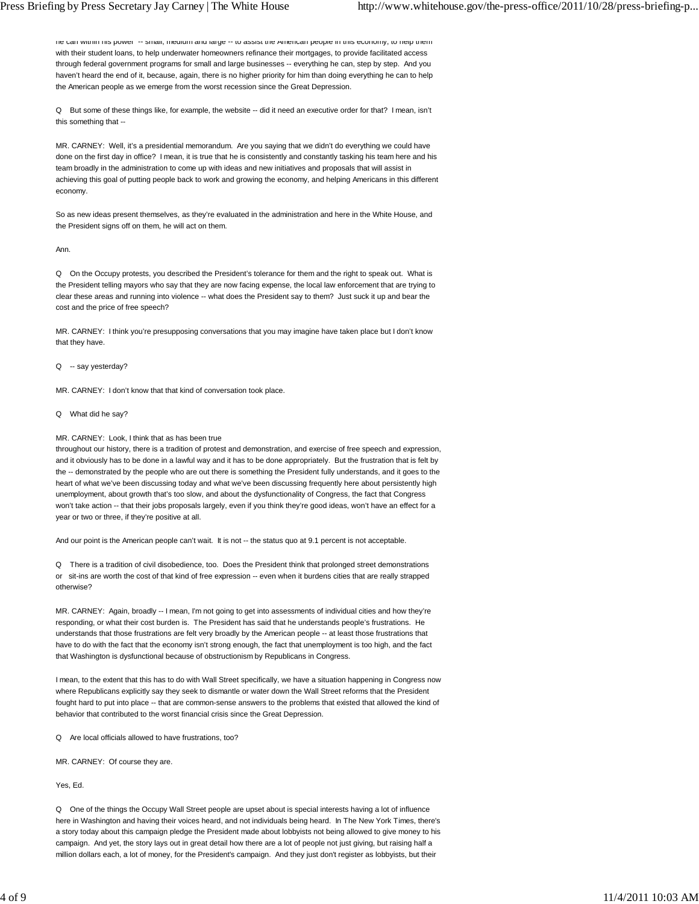he can within his power -- small, medium and large -- to assist the American people in this economy, to help them with their student loans, to help underwater homeowners refinance their mortgages, to provide facilitated access through federal government programs for small and large businesses -- everything he can, step by step. And you haven't heard the end of it, because, again, there is no higher priority for him than doing everything he can to help the American people as we emerge from the worst recession since the Great Depression.

Q But some of these things like, for example, the website -- did it need an executive order for that? I mean, isn't this something that --

MR. CARNEY: Well, it's a presidential memorandum. Are you saying that we didn't do everything we could have done on the first day in office? I mean, it is true that he is consistently and constantly tasking his team here and his team broadly in the administration to come up with ideas and new initiatives and proposals that will assist in achieving this goal of putting people back to work and growing the economy, and helping Americans in this different economy.

So as new ideas present themselves, as they're evaluated in the administration and here in the White House, and the President signs off on them, he will act on them.

Ann.

Q On the Occupy protests, you described the President's tolerance for them and the right to speak out. What is the President telling mayors who say that they are now facing expense, the local law enforcement that are trying to clear these areas and running into violence -- what does the President say to them? Just suck it up and bear the cost and the price of free speech?

MR. CARNEY: I think you're presupposing conversations that you may imagine have taken place but I don't know that they have.

Q -- say yesterday?

MR. CARNEY: I don't know that that kind of conversation took place.

Q What did he say?

MR. CARNEY: Look, I think that as has been true throughout our history, there is a tradition of protest and demonstration, and exercise of free speech and expression, and it obviously has to be done in a lawful way and it has to be done appropriately. But the frustration that is felt by the -- demonstrated by the people who are out there is something the President fully understands, and it goes to the heart of what we've been discussing today and what we've been discussing frequently here about persistently high unemployment, about growth that's too slow, and about the dysfunctionality of Congress, the fact that Congress won't take action -- that their jobs proposals largely, even if you think they're good ideas, won't have an effect for a year or two or three, if they're positive at all.

And our point is the American people can't wait. It is not -- the status quo at 9.1 percent is not acceptable.

Q There is a tradition of civil disobedience, too. Does the President think that prolonged street demonstrations or sit-ins are worth the cost of that kind of free expression -- even when it burdens cities that are really strapped otherwise?

MR. CARNEY: Again, broadly -- I mean, I'm not going to get into assessments of individual cities and how they're responding, or what their cost burden is. The President has said that he understands people's frustrations. He understands that those frustrations are felt very broadly by the American people -- at least those frustrations that have to do with the fact that the economy isn't strong enough, the fact that unemployment is too high, and the fact that Washington is dysfunctional because of obstructionism by Republicans in Congress.

I mean, to the extent that this has to do with Wall Street specifically, we have a situation happening in Congress now where Republicans explicitly say they seek to dismantle or water down the Wall Street reforms that the President fought hard to put into place -- that are common-sense answers to the problems that existed that allowed the kind of behavior that contributed to the worst financial crisis since the Great Depression.

Q Are local officials allowed to have frustrations, too?

MR. CARNEY: Of course they are.

Yes, Ed.

Q One of the things the Occupy Wall Street people are upset about is special interests having a lot of influence here in Washington and having their voices heard, and not individuals being heard. In The New York Times, there's a story today about this campaign pledge the President made about lobbyists not being allowed to give money to his campaign. And yet, the story lays out in great detail how there are a lot of people not just giving, but raising half a million dollars each, a lot of money, for the President's campaign. And they just don't register as lobbyists, but their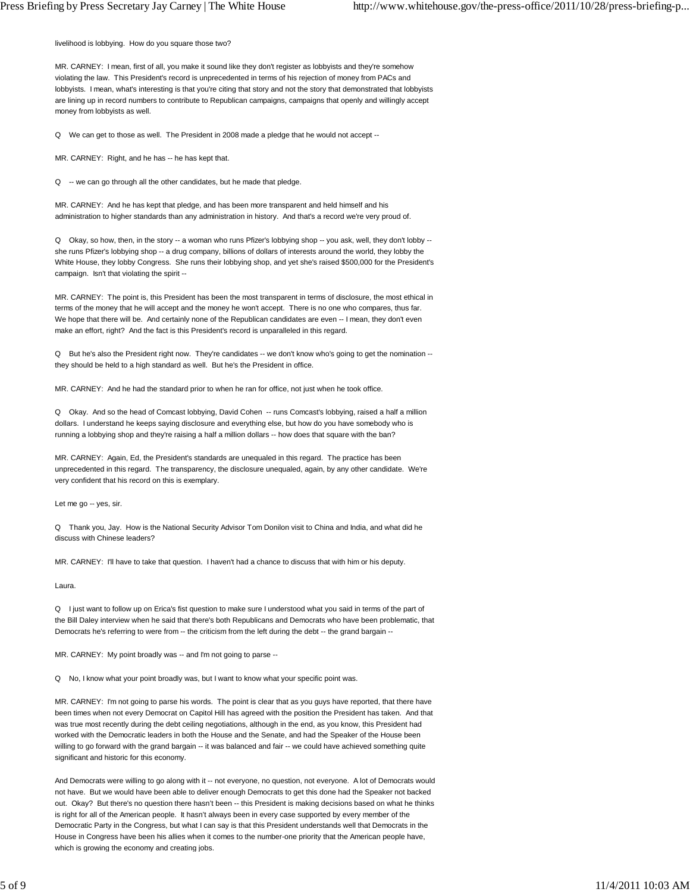livelihood is lobbying. How do you square those two?

MR. CARNEY: I mean, first of all, you make it sound like they don't register as lobbyists and they're somehow violating the law. This President's record is unprecedented in terms of his rejection of money from PACs and lobbyists. I mean, what's interesting is that you're citing that story and not the story that demonstrated that lobbyists are lining up in record numbers to contribute to Republican campaigns, campaigns that openly and willingly accept money from lobbyists as well.

Q We can get to those as well. The President in 2008 made a pledge that he would not accept --

MR. CARNEY: Right, and he has -- he has kept that.

Q -- we can go through all the other candidates, but he made that pledge.

MR. CARNEY: And he has kept that pledge, and has been more transparent and held himself and his administration to higher standards than any administration in history. And that's a record we're very proud of.

Q Okay, so how, then, in the story -- a woman who runs Pfizer's lobbying shop -- you ask, well, they don't lobby -- she runs Pfizer's lobbying shop -- a drug company, billions of dollars of interests around the world, they lobby the White House, they lobby Congress. She runs their lobbying shop, and yet she's raised $500,000 for the President's campaign. Isn't that violating the spirit --

MR. CARNEY: The point is, this President has been the most transparent in terms of disclosure, the most ethical in terms of the money that he will accept and the money he won't accept. There is no one who compares, thus far. We hope that there will be. And certainly none of the Republican candidates are even -- I mean, they don't even make an effort, right? And the fact is this President's record is unparalleled in this regard.

Q But he's also the President right now. They're candidates -- we don't know who's going to get the nomination -- they should be held to a high standard as well. But he's the President in office.

MR. CARNEY: And he had the standard prior to when he ran for office, not just when he took office.

Q Okay. And so the head of Comcast lobbying, David Cohen -- runs Comcast's lobbying, raised a half a million dollars. I understand he keeps saying disclosure and everything else, but how do you have somebody who is running a lobbying shop and they're raising a half a million dollars -- how does that square with the ban?

MR. CARNEY: Again, Ed, the President's standards are unequaled in this regard. The practice has been unprecedented in this regard. The transparency, the disclosure unequaled, again, by any other candidate. We're very confident that his record on this is exemplary.

Let me go -- yes, sir.

Q Thank you, Jay. How is the National Security Advisor Tom Donilon visit to China and India, and what did he discuss with Chinese leaders?

MR. CARNEY: I'll have to take that question. I haven't had a chance to discuss that with him or his deputy.

Laura.

Q I just want to follow up on Erica's fist question to make sure I understood what you said in terms of the part of the Bill Daley interview when he said that there's both Republicans and Democrats who have been problematic, that Democrats he's referring to were from -- the criticism from the left during the debt -- the grand bargain --

MR. CARNEY: My point broadly was -- and I'm not going to parse --

Q No, I know what your point broadly was, but I want to know what your specific point was.

MR. CARNEY: I'm not going to parse his words. The point is clear that as you guys have reported, that there have been times when not every Democrat on Capitol Hill has agreed with the position the President has taken. And that was true most recently during the debt ceiling negotiations, although in the end, as you know, this President had worked with the Democratic leaders in both the House and the Senate, and had the Speaker of the House been willing to go forward with the grand bargain -- it was balanced and fair -- we could have achieved something quite significant and historic for this economy.

And Democrats were willing to go along with it -- not everyone, no question, not everyone. A lot of Democrats would not have. But we would have been able to deliver enough Democrats to get this done had the Speaker not backed out. Okay? But there's no question there hasn't been -- this President is making decisions based on what he thinks is right for all of the American people. It hasn't always been in every case supported by every member of the Democratic Party in the Congress, but what I can say is that this President understands well that Democrats in the House in Congress have been his allies when it comes to the number-one priority that the American people have, which is growing the economy and creating jobs.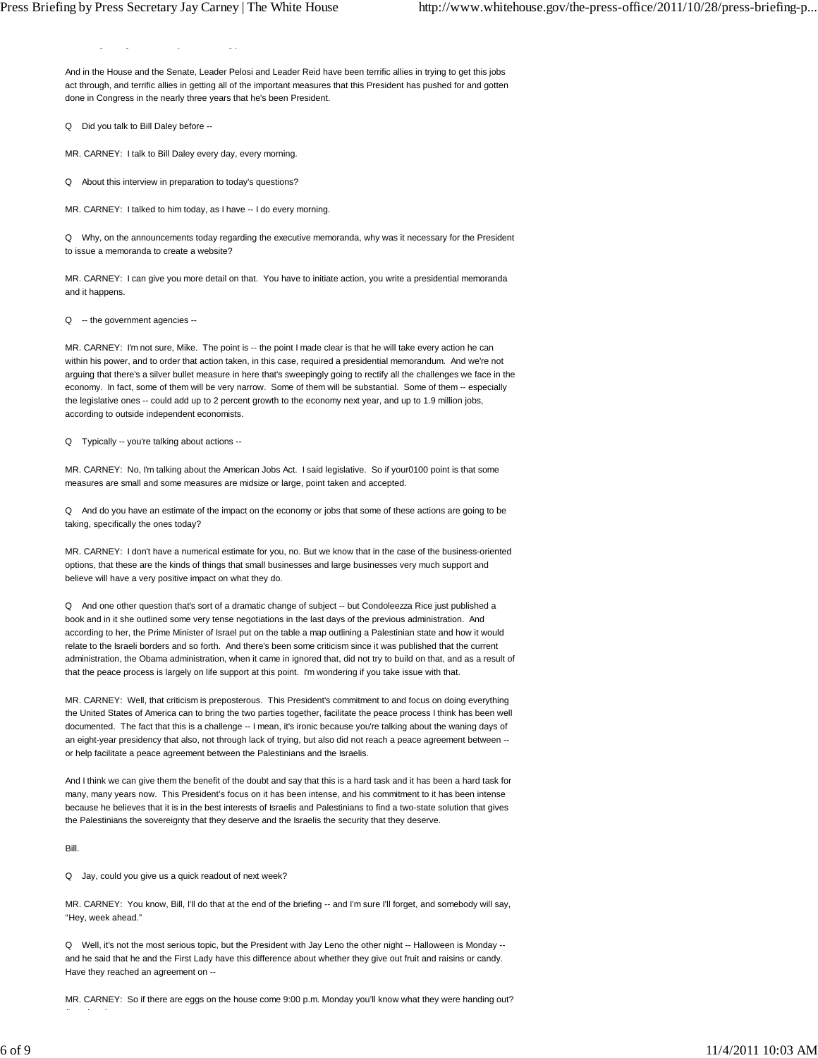And in the House and the Senate, Leader Pelosi and Leader Reid have been terrific allies in trying to get this jobs act through, and terrific allies in getting all of the important measures that this President has pushed for and gotten done in Congress in the nearly three years that he's been President.

Q Did you talk to Bill Daley before --

MR. CARNEY: I talk to Bill Daley every day, every morning.

Q About this interview in preparation to today's questions?

MR. CARNEY: I talked to him today, as I have -- I do every morning.

Q Why, on the announcements today regarding the executive memoranda, why was it necessary for the President to issue a memoranda to create a website?

MR. CARNEY: I can give you more detail on that. You have to initiate action, you write a presidential memoranda and it happens.

Q -- the government agencies --

MR. CARNEY: I'm not sure, Mike. The point is -- the point I made clear is that he will take every action he can within his power, and to order that action taken, in this case, required a presidential memorandum. And we're not arguing that there's a silver bullet measure in here that's sweepingly going to rectify all the challenges we face in the economy. In fact, some of them will be very narrow. Some of them will be substantial. Some of them -- especially the legislative ones -- could add up to 2 percent growth to the economy next year, and up to 1.9 million jobs, according to outside independent economists.

Q Typically -- you're talking about actions --

MR. CARNEY: No, I'm talking about the American Jobs Act. I said legislative. So if your0100 point is that some measures are small and some measures are midsize or large, point taken and accepted.

Q And do you have an estimate of the impact on the economy or jobs that some of these actions are going to be taking, specifically the ones today?

MR. CARNEY: I don't have a numerical estimate for you, no. But we know that in the case of the business-oriented options, that these are the kinds of things that small businesses and large businesses very much support and believe will have a very positive impact on what they do.

Q And one other question that's sort of a dramatic change of subject -- but Condoleezza Rice just published a book and in it she outlined some very tense negotiations in the last days of the previous administration. And according to her, the Prime Minister of Israel put on the table a map outlining a Palestinian state and how it would relate to the Israeli borders and so forth. And there's been some criticism since it was published that the current administration, the Obama administration, when it came in ignored that, did not try to build on that, and as a result of that the peace process is largely on life support at this point. I'm wondering if you take issue with that.

MR. CARNEY: Well, that criticism is preposterous. This President's commitment to and focus on doing everything the United States of America can to bring the two parties together, facilitate the peace process I think has been well documented. The fact that this is a challenge -- I mean, it's ironic because you're talking about the waning days of an eight-year presidency that also, not through lack of trying, but also did not reach a peace agreement between -- or help facilitate a peace agreement between the Palestinians and the Israelis.

And I think we can give them the benefit of the doubt and say that this is a hard task and it has been a hard task for many, many years now. This President's focus on it has been intense, and his commitment to it has been intense because he believes that it is in the best interests of Israelis and Palestinians to find a two-state solution that gives the Palestinians the sovereignty that they deserve and the Israelis the security that they deserve.

Bill.

Q Jay, could you give us a quick readout of next week?

MR. CARNEY: You know, Bill, I'll do that at the end of the briefing -- and I'm sure I'll forget, and somebody will say, "Hey, week ahead."

Q Well, it's not the most serious topic, but the President with Jay Leno the other night -- Halloween is Monday -- and he said that he and the First Lady have this difference about whether they give out fruit and raisins or candy. Have they reached an agreement on --

MR. CARNEY: So if there are eggs on the house come 9:00 p.m. Monday you'll know what they were handing out?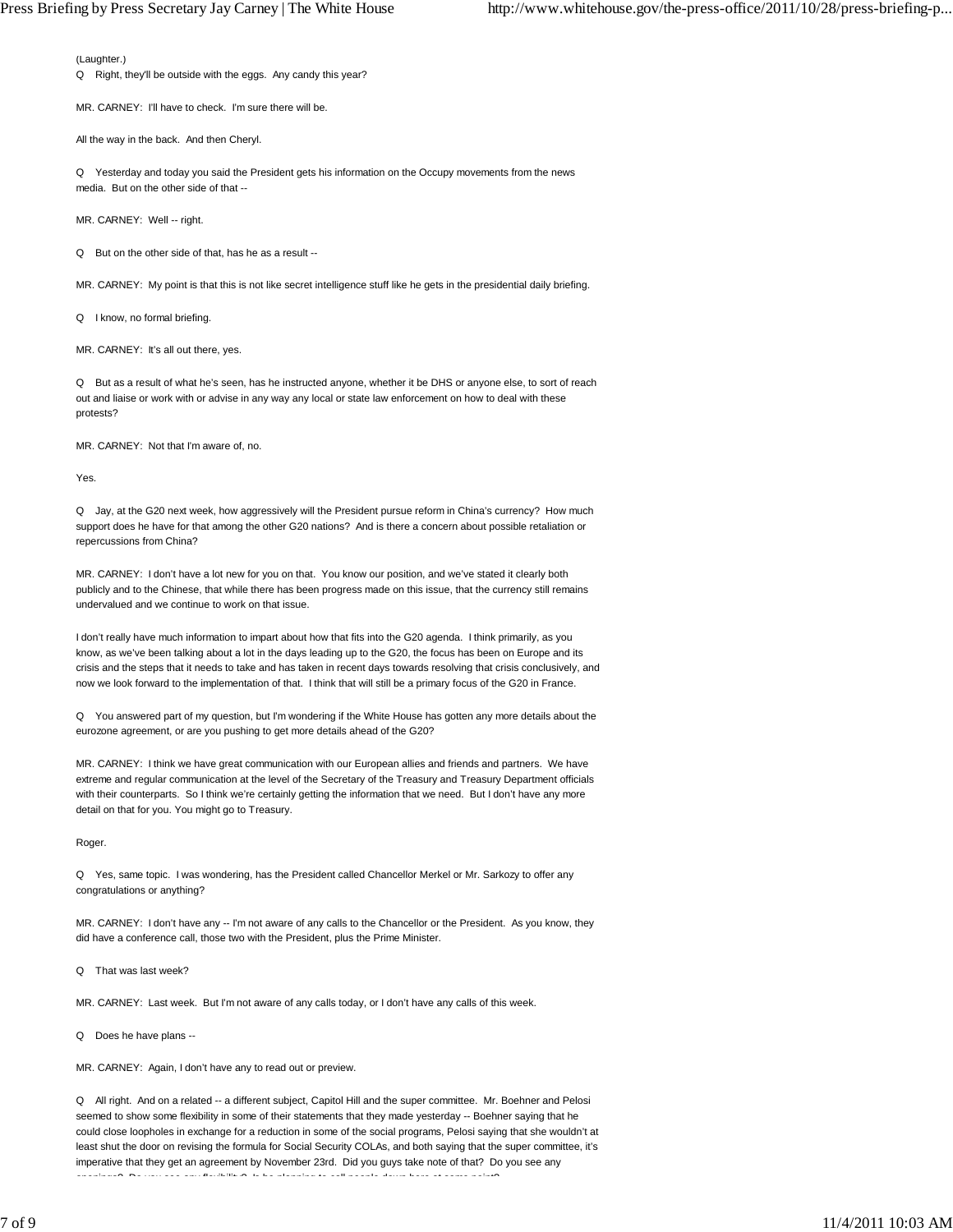(Laughter.)

Q Right, they'll be outside with the eggs. Any candy this year?

MR. CARNEY: I'll have to check. I'm sure there will be.

All the way in the back. And then Cheryl.

Q Yesterday and today you said the President gets his information on the Occupy movements from the news media. But on the other side of that --

MR. CARNEY: Well -- right.

Q But on the other side of that, has he as a result --

MR. CARNEY: My point is that this is not like secret intelligence stuff like he gets in the presidential daily briefing.

Q I know, no formal briefing.

MR. CARNEY: It's all out there, yes.

Q But as a result of what he's seen, has he instructed anyone, whether it be DHS or anyone else, to sort of reach out and liaise or work with or advise in any way any local or state law enforcement on how to deal with these protests?

MR. CARNEY: Not that I'm aware of, no.

Yes.

Q Jay, at the G20 next week, how aggressively will the President pursue reform in China's currency? How much support does he have for that among the other G20 nations? And is there a concern about possible retaliation or repercussions from China?

MR. CARNEY: I don't have a lot new for you on that. You know our position, and we've stated it clearly both publicly and to the Chinese, that while there has been progress made on this issue, that the currency still remains undervalued and we continue to work on that issue.

I don't really have much information to impart about how that fits into the G20 agenda. I think primarily, as you know, as we've been talking about a lot in the days leading up to the G20, the focus has been on Europe and its crisis and the steps that it needs to take and has taken in recent days towards resolving that crisis conclusively, and now we look forward to the implementation of that. I think that will still be a primary focus of the G20 in France.

Q You answered part of my question, but I'm wondering if the White House has gotten any more details about the eurozone agreement, or are you pushing to get more details ahead of the G20?

MR. CARNEY: I think we have great communication with our European allies and friends and partners. We have extreme and regular communication at the level of the Secretary of the Treasury and Treasury Department officials with their counterparts. So I think we're certainly getting the information that we need. But I don't have any more detail on that for you. You might go to Treasury.

Roger.

Q Yes, same topic. I was wondering, has the President called Chancellor Merkel or Mr. Sarkozy to offer any congratulations or anything?

MR. CARNEY: I don't have any -- I'm not aware of any calls to the Chancellor or the President. As you know, they did have a conference call, those two with the President, plus the Prime Minister.

Q That was last week?

MR. CARNEY: Last week. But I'm not aware of any calls today, or I don't have any calls of this week.

Q Does he have plans --

MR. CARNEY: Again, I don't have any to read out or preview.

Q All right. And on a related -- a different subject, Capitol Hill and the super committee. Mr. Boehner and Pelosi seemed to show some flexibility in some of their statements that they made yesterday -- Boehner saying that he could close loopholes in exchange for a reduction in some of the social programs, Pelosi saying that she wouldn't at least shut the door on revising the formula for Social Security COLAs, and both saying that the super committee, it's imperative that they get an agreement by November 23rd. Did you guys take note of that? Do you see any openings? Do you see any flexibility? Is he planning to call people down here at some point?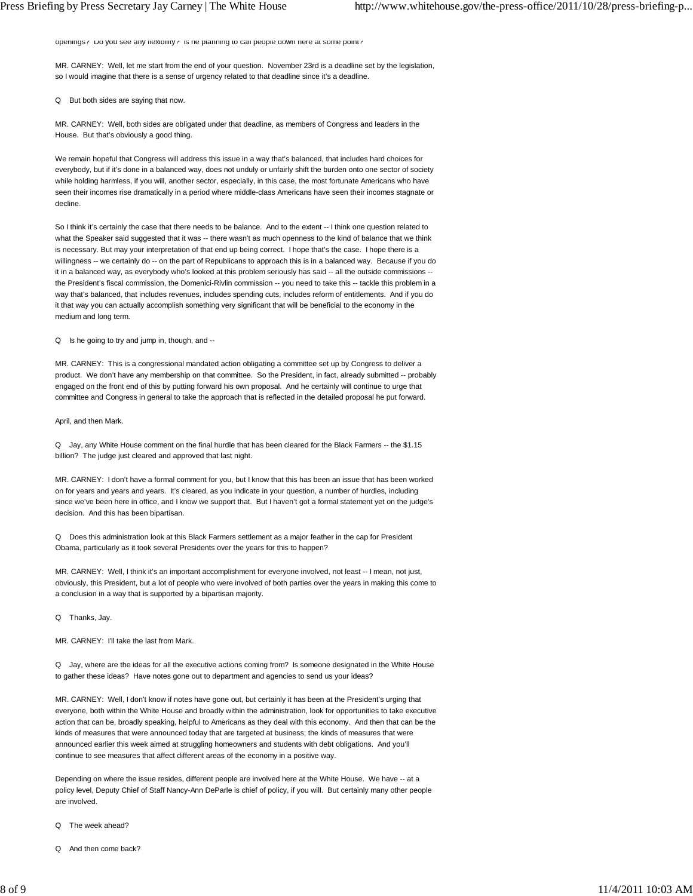openings? Do you see any flexibility? Is he planning to call people down here at some point?

MR. CARNEY: Well, let me start from the end of your question. November 23rd is a deadline set by the legislation, so I would imagine that there is a sense of urgency related to that deadline since it's a deadline.

Q But both sides are saying that now.

MR. CARNEY: Well, both sides are obligated under that deadline, as members of Congress and leaders in the House. But that's obviously a good thing.

We remain hopeful that Congress will address this issue in a way that's balanced, that includes hard choices for everybody, but if it's done in a balanced way, does not unduly or unfairly shift the burden onto one sector of society while holding harmless, if you will, another sector, especially, in this case, the most fortunate Americans who have seen their incomes rise dramatically in a period where middle-class Americans have seen their incomes stagnate or decline.

So I think it's certainly the case that there needs to be balance. And to the extent -- I think one question related to what the Speaker said suggested that it was -- there wasn't as much openness to the kind of balance that we think is necessary. But may your interpretation of that end up being correct. I hope that's the case. I hope there is a willingness -- we certainly do -- on the part of Republicans to approach this is in a balanced way. Because if you do it in a balanced way, as everybody who's looked at this problem seriously has said -- all the outside commissions -- the President's fiscal commission, the Domenici-Rivlin commission -- you need to take this -- tackle this problem in a way that's balanced, that includes revenues, includes spending cuts, includes reform of entitlements. And if you do it that way you can actually accomplish something very significant that will be beneficial to the economy in the medium and long term.

Q Is he going to try and jump in, though, and --

MR. CARNEY: This is a congressional mandated action obligating a committee set up by Congress to deliver a product. We don't have any membership on that committee. So the President, in fact, already submitted -- probably engaged on the front end of this by putting forward his own proposal. And he certainly will continue to urge that committee and Congress in general to take the approach that is reflected in the detailed proposal he put forward.

April, and then Mark.

Q Jay, any White House comment on the final hurdle that has been cleared for the Black Farmers -- the $1.15 billion? The judge just cleared and approved that last night.

MR. CARNEY: I don't have a formal comment for you, but I know that this has been an issue that has been worked on for years and years and years. It's cleared, as you indicate in your question, a number of hurdles, including since we've been here in office, and I know we support that. But I haven't got a formal statement yet on the judge's decision. And this has been bipartisan.

Q Does this administration look at this Black Farmers settlement as a major feather in the cap for President Obama, particularly as it took several Presidents over the years for this to happen?

MR. CARNEY: Well, I think it's an important accomplishment for everyone involved, not least -- I mean, not just, obviously, this President, but a lot of people who were involved of both parties over the years in making this come to a conclusion in a way that is supported by a bipartisan majority.

Q Thanks, Jay.

MR. CARNEY: I'll take the last from Mark.

Q Jay, where are the ideas for all the executive actions coming from? Is someone designated in the White House to gather these ideas? Have notes gone out to department and agencies to send us your ideas?

MR. CARNEY: Well, I don't know if notes have gone out, but certainly it has been at the President's urging that everyone, both within the White House and broadly within the administration, look for opportunities to take executive action that can be, broadly speaking, helpful to Americans as they deal with this economy. And then that can be the kinds of measures that were announced today that are targeted at business; the kinds of measures that were announced earlier this week aimed at struggling homeowners and students with debt obligations. And you'll continue to see measures that affect different areas of the economy in a positive way.

Depending on where the issue resides, different people are involved here at the White House. We have -- at a policy level, Deputy Chief of Staff Nancy-Ann DeParle is chief of policy, if you will. But certainly many other people are involved.

Q The week ahead?

Q And then come back?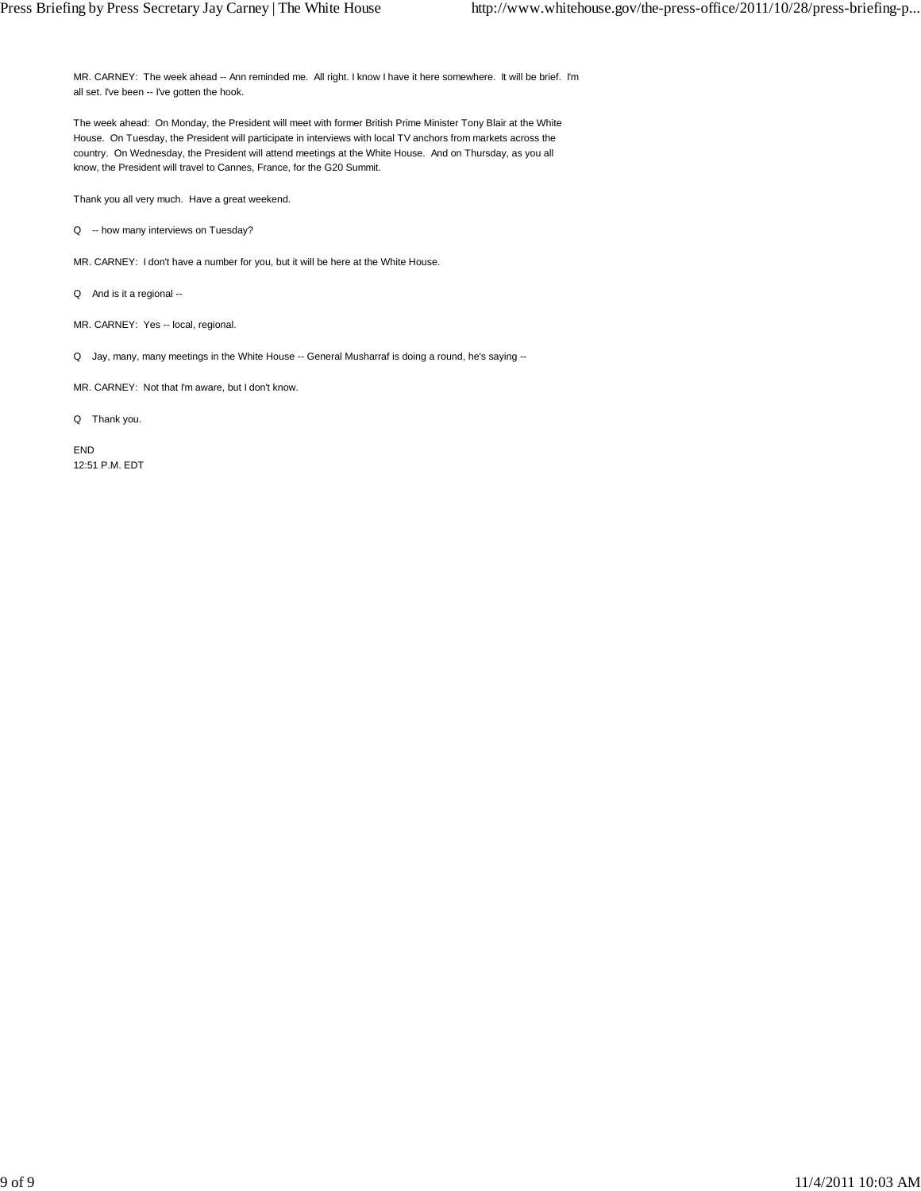MR. CARNEY: The week ahead -- Ann reminded me. All right. I know I have it here somewhere. It will be brief. I'm all set. I've been -- I've gotten the hook.

The week ahead: On Monday, the President will meet with former British Prime Minister Tony Blair at the White House. On Tuesday, the President will participate in interviews with local TV anchors from markets across the country. On Wednesday, the President will attend meetings at the White House. And on Thursday, as you all know, the President will travel to Cannes, France, for the G20 Summit.

Thank you all very much. Have a great weekend.

Q -- how many interviews on Tuesday?

MR. CARNEY: I don't have a number for you, but it will be here at the White House.

Q And is it a regional --

MR. CARNEY: Yes -- local, regional.

Q Jay, many, many meetings in the White House -- General Musharraf is doing a round, he's saying --

MR. CARNEY: Not that I'm aware, but I don't know.

Q Thank you.

END
12:51 P.M. EDT